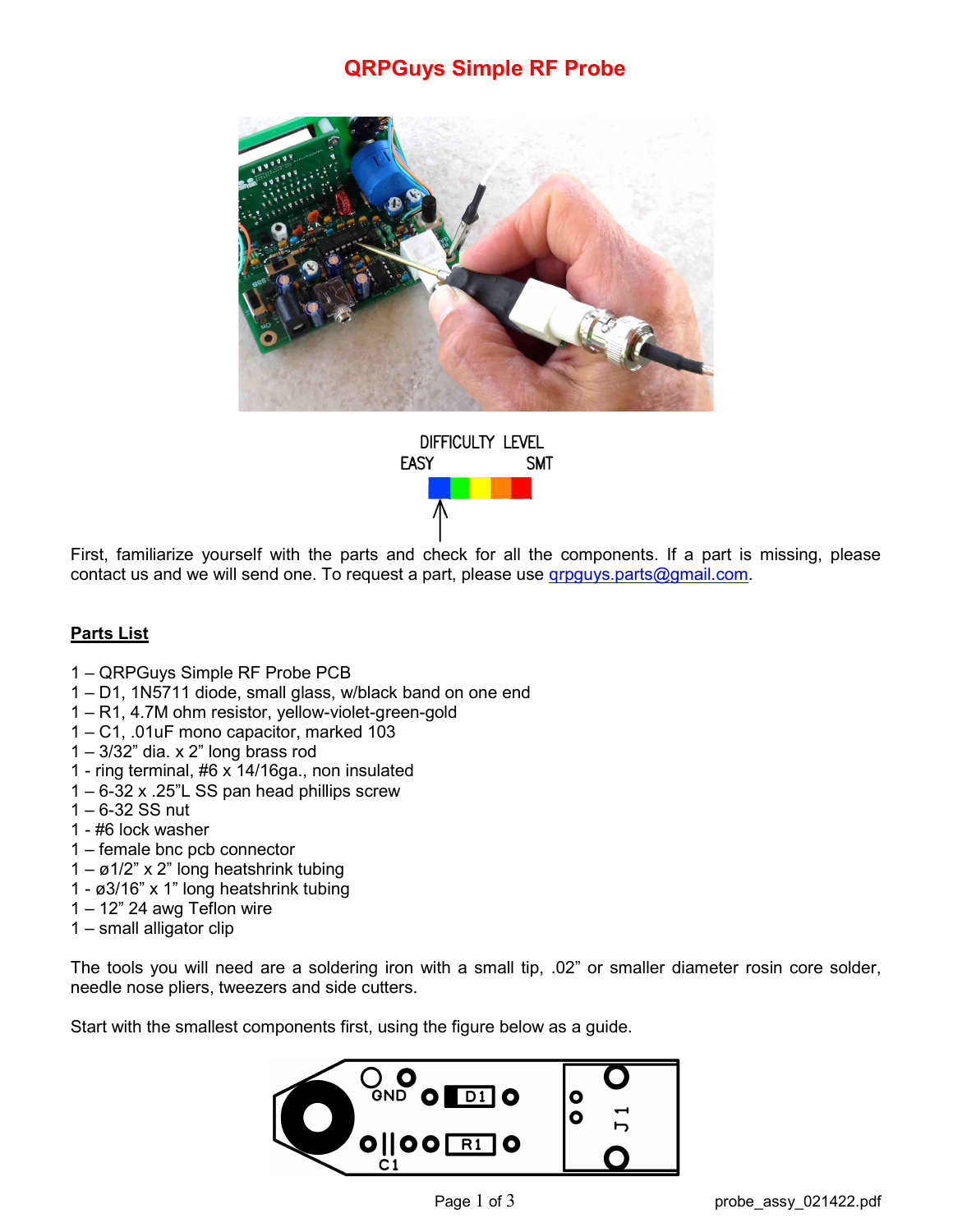# QRPGuys Simple RF Probe

DIFFICULTY LEVEL
EASY SMT

First, familiarize yourself with the parts and check for all the components. If a part is missing, please contact us and we will send one. To request a part, please use qrpguys.parts@gmail.com.

## Parts List

1 – QRPGuys Simple RF Probe PCB
1 – D1, 1N5711 diode, small glass, w/black band on one end
1 – R1, 4.7M ohm resistor, yellow-violet-green-gold
1 – C1, .01uF mono capacitor, marked 103
1 – 3/32" dia. x 2" long brass rod
1 - ring terminal, #6 x 14/16ga., non insulated
1 – 6-32 x .25"L SS pan head phillips screw
1 – 6-32 SS nut
1 - #6 lock washer
1 – female bnc pcb connector
1 – ø1/2" x 2" long heatshrink tubing
1 - ø3/16" x 1" long heatshrink tubing
1 – 12" 24 awg Teflon wire
1 – small alligator clip

The tools you will need are a soldering iron with a small tip, .02" or smaller diameter rosin core solder, needle nose pliers, tweezers and side cutters.

Start with the smallest components first, using the figure below as a guide.

GND D1 R1 C1 J1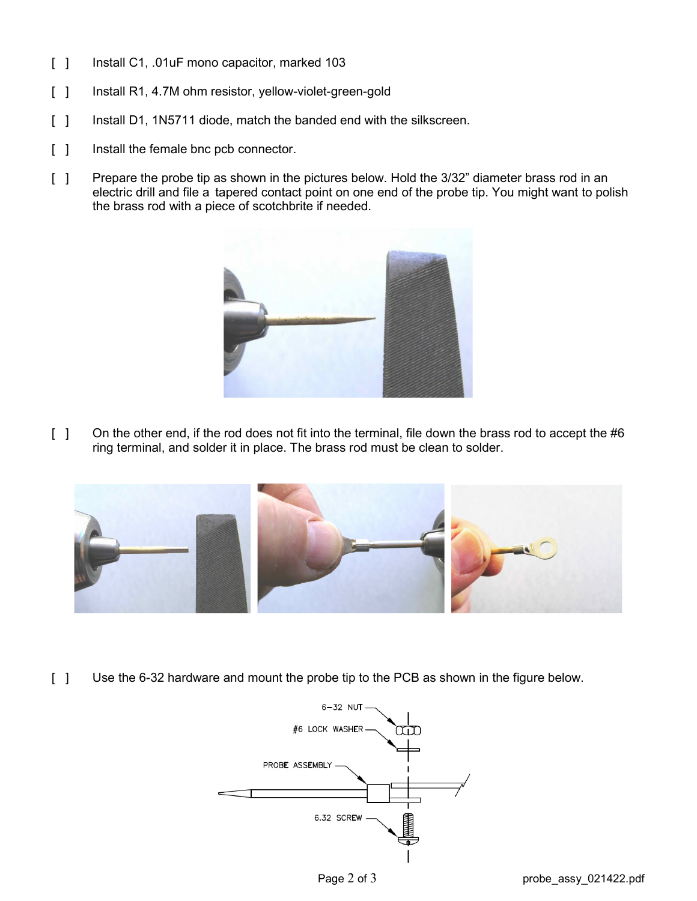[ ] Install C1, .01uF mono capacitor, marked 103

[ ] Install R1, 4.7M ohm resistor, yellow-violet-green-gold

[ ] Install D1, 1N5711 diode, match the banded end with the silkscreen.

[ ] Install the female bnc pcb connector.

[ ] Prepare the probe tip as shown in the pictures below. Hold the 3/32" diameter brass rod in an electric drill and file a tapered contact point on one end of the probe tip. You might want to polish the brass rod with a piece of scotchbrite if needed.

[ ] On the other end, if the rod does not fit into the terminal, file down the brass rod to accept the #6 ring terminal, and solder it in place. The brass rod must be clean to solder.

[ ] Use the 6-32 hardware and mount the probe tip to the PCB as shown in the figure below.

6-32 NUT

#6 LOCK WASHER

PROBE ASSEMBLY

6.32 SCREW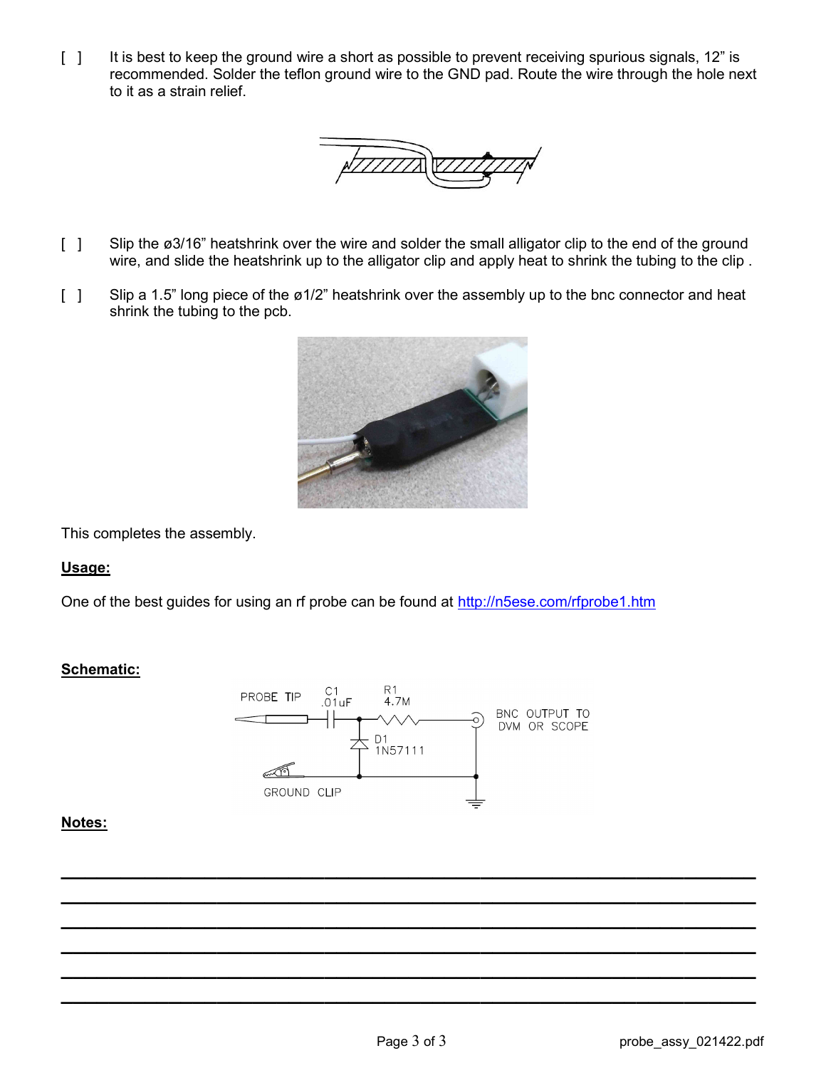[ ] It is best to keep the ground wire a short as possible to prevent receiving spurious signals, 12" is recommended. Solder the teflon ground wire to the GND pad. Route the wire through the hole next to it as a strain relief.

[ ] Slip the ø3/16" heatshrink over the wire and solder the small alligator clip to the end of the ground wire, and slide the heatshrink up to the alligator clip and apply heat to shrink the tubing to the clip .

[ ] Slip a 1.5" long piece of the ø1/2" heatshrink over the assembly up to the bnc connector and heat shrink the tubing to the pcb.

This completes the assembly.

## Usage:

One of the best guides for using an rf probe can be found at http://n5ese.com/rfprobe1.htm

## Schematic:

PROBE TIP

C1
.01uF

R1
4.7M

D1
1N57111

BNC OUTPUT TO
DVM OR SCOPE

GROUND CLIP

## Notes:

______________________________________________________________________

______________________________________________________________________

______________________________________________________________________

______________________________________________________________________

______________________________________________________________________

______________________________________________________________________

probe_assy_021422.pdf